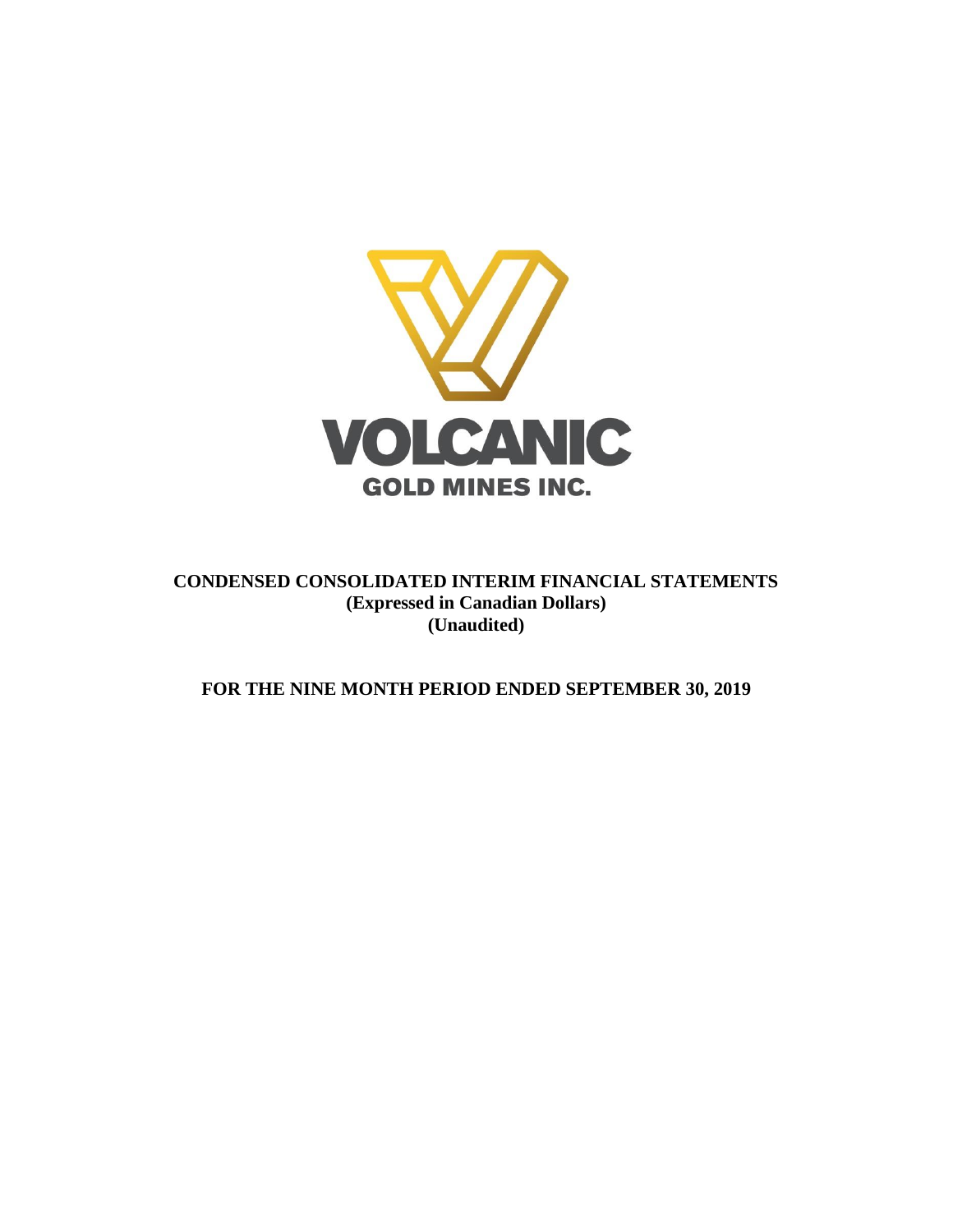VOLCANIC
GOLD MINES INC.

**CONDENSED CONSOLIDATED INTERIM FINANCIAL STATEMENTS**
**(Expressed in Canadian Dollars)**
**(Unaudited)**

**FOR THE NINE MONTH PERIOD ENDED SEPTEMBER 30, 2019**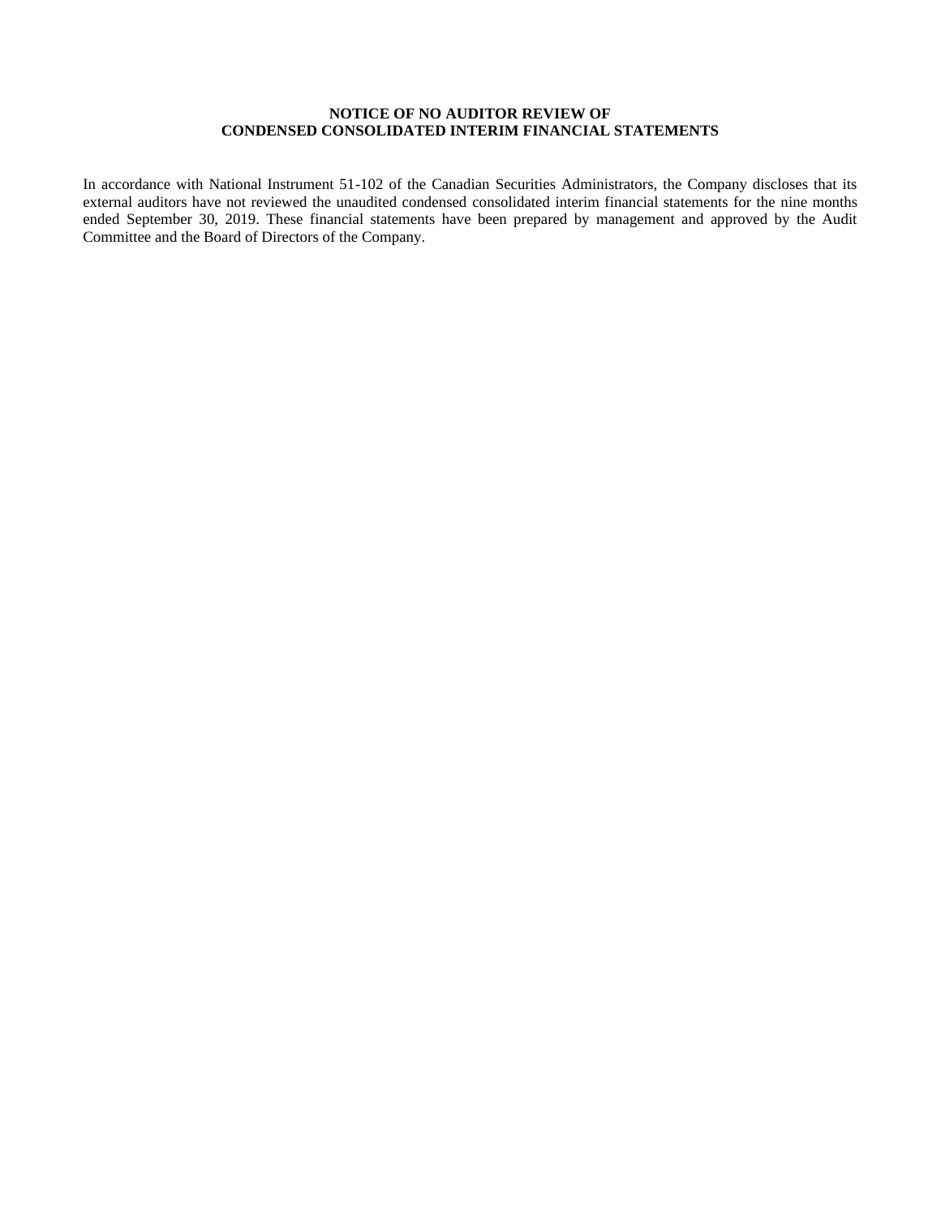**NOTICE OF NO AUDITOR REVIEW OF**
**CONDENSED CONSOLIDATED INTERIM FINANCIAL STATEMENTS**

In accordance with National Instrument 51-102 of the Canadian Securities Administrators, the Company discloses that its external auditors have not reviewed the unaudited condensed consolidated interim financial statements for the nine months ended September 30, 2019. These financial statements have been prepared by management and approved by the Audit Committee and the Board of Directors of the Company.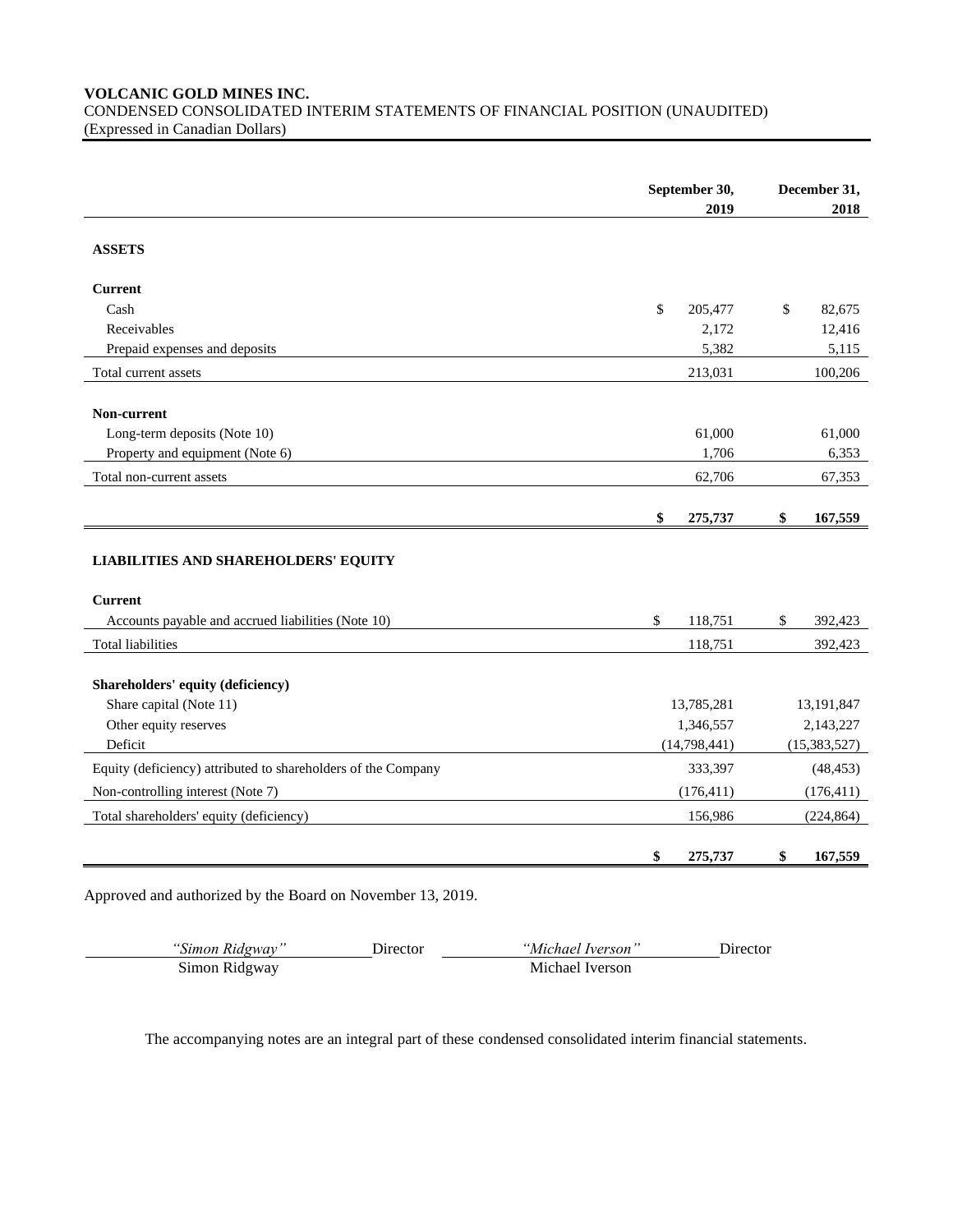**VOLCANIC GOLD MINES INC.**
CONDENSED CONSOLIDATED INTERIM STATEMENTS OF FINANCIAL POSITION (UNAUDITED)
(Expressed in Canadian Dollars)

| | September 30, 2019 | December 31, 2018 |
|---|---|---|
| **ASSETS** | | |
| **Current** | | |
| Cash | $ 205,477 | $ 82,675 |
| Receivables | 2,172 | 12,416 |
| Prepaid expenses and deposits | 5,382 | 5,115 |
| Total current assets | 213,031 | 100,206 |
| **Non-current** | | |
| Long-term deposits (Note 10) | 61,000 | 61,000 |
| Property and equipment (Note 6) | 1,706 | 6,353 |
| Total non-current assets | 62,706 | 67,353 |
| | **$ 275,737** | **$ 167,559** |
| **LIABILITIES AND SHAREHOLDERS' EQUITY** | | |
| **Current** | | |
| Accounts payable and accrued liabilities (Note 10) | $ 118,751 | $ 392,423 |
| Total liabilities | 118,751 | 392,423 |
| **Shareholders' equity (deficiency)** | | |
| Share capital (Note 11) | 13,785,281 | 13,191,847 |
| Other equity reserves | 1,346,557 | 2,143,227 |
| Deficit | (14,798,441) | (15,383,527) |
| Equity (deficiency) attributed to shareholders of the Company | 333,397 | (48,453) |
| Non-controlling interest (Note 7) | (176,411) | (176,411) |
| Total shareholders' equity (deficiency) | 156,986 | (224,864) |
| | **$ 275,737** | **$ 167,559** |

Approved and authorized by the Board on November 13, 2019.

| *"Simon Ridgway"* | Director | *"Michael Iverson"* | Director |
|---|---|---|---|
| Simon Ridgway | | Michael Iverson | |

The accompanying notes are an integral part of these condensed consolidated interim financial statements.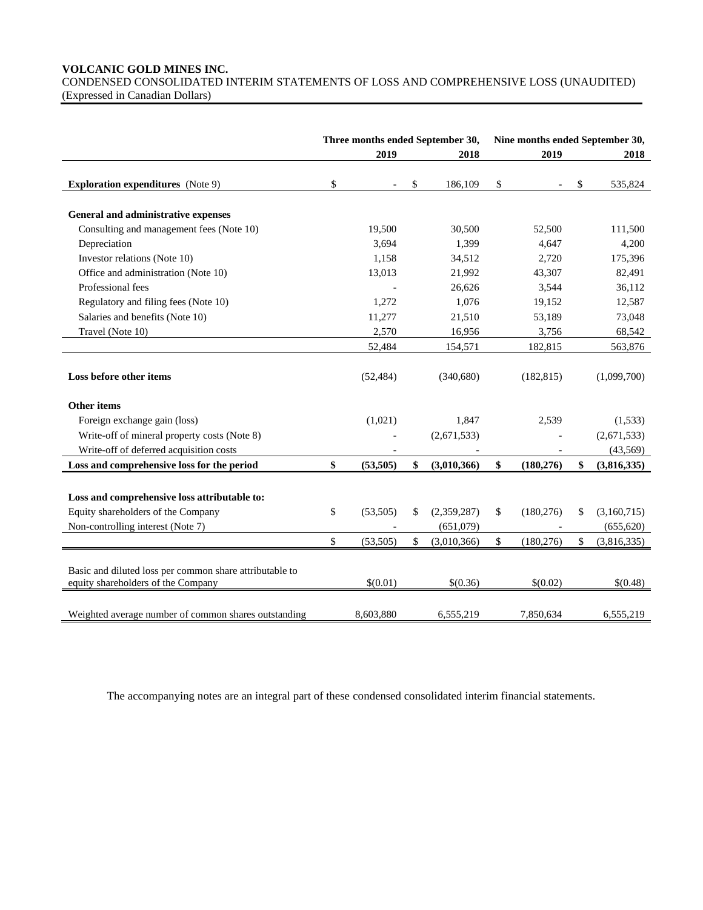**VOLCANIC GOLD MINES INC.**
CONDENSED CONSOLIDATED INTERIM STATEMENTS OF LOSS AND COMPREHENSIVE LOSS (UNAUDITED)
(Expressed in Canadian Dollars)

| | Three months ended September 30, | | Nine months ended September 30, | |
|---|---|---|---|---|
| | **2019** | **2018** | **2019** | **2018** |
| **Exploration expenditures** (Note 9) | $ - | $ 186,109 | $ - | $ 535,824 |
| **General and administrative expenses** | | | | |
| Consulting and management fees (Note 10) | 19,500 | 30,500 | 52,500 | 111,500 |
| Depreciation | 3,694 | 1,399 | 4,647 | 4,200 |
| Investor relations (Note 10) | 1,158 | 34,512 | 2,720 | 175,396 |
| Office and administration (Note 10) | 13,013 | 21,992 | 43,307 | 82,491 |
| Professional fees | - | 26,626 | 3,544 | 36,112 |
| Regulatory and filing fees (Note 10) | 1,272 | 1,076 | 19,152 | 12,587 |
| Salaries and benefits (Note 10) | 11,277 | 21,510 | 53,189 | 73,048 |
| Travel (Note 10) | 2,570 | 16,956 | 3,756 | 68,542 |
| | 52,484 | 154,571 | 182,815 | 563,876 |
| **Loss before other items** | (52,484) | (340,680) | (182,815) | (1,099,700) |
| **Other items** | | | | |
| Foreign exchange gain (loss) | (1,021) | 1,847 | 2,539 | (1,533) |
| Write-off of mineral property costs (Note 8) | - | (2,671,533) | - | (2,671,533) |
| Write-off of deferred acquisition costs | - | - | - | (43,569) |
| **Loss and comprehensive loss for the period** | **$ (53,505)** | **$ (3,010,366)** | **$ (180,276)** | **$ (3,816,335)** |
| **Loss and comprehensive loss attributable to:** | | | | |
| Equity shareholders of the Company | $ (53,505) | $ (2,359,287) | $ (180,276) | $ (3,160,715) |
| Non-controlling interest (Note 7) | - | (651,079) | - | (655,620) |
| | $ (53,505) | $ (3,010,366) | $ (180,276) | $ (3,816,335) |
| Basic and diluted loss per common share attributable to equity shareholders of the Company | $(0.01) | $(0.36) | $(0.02) | $(0.48) |
| Weighted average number of common shares outstanding | 8,603,880 | 6,555,219 | 7,850,634 | 6,555,219 |

The accompanying notes are an integral part of these condensed consolidated interim financial statements.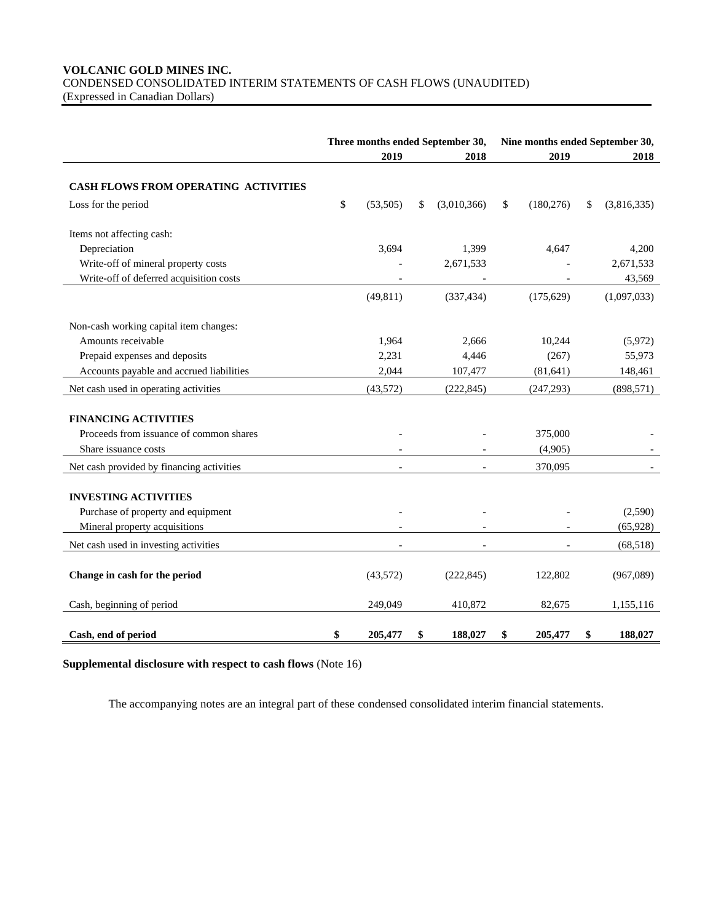**VOLCANIC GOLD MINES INC.**
CONDENSED CONSOLIDATED INTERIM STATEMENTS OF CASH FLOWS (UNAUDITED)
(Expressed in Canadian Dollars)

| | Three months ended September 30, | | Nine months ended September 30, | |
|---|---|---|---|---|
| | **2019** | **2018** | **2019** | **2018** |
| **CASH FLOWS FROM OPERATING ACTIVITIES** | | | | |
| Loss for the period | $ (53,505) | $ (3,010,366) | $ (180,276) | $ (3,816,335) |
| Items not affecting cash: | | | | |
| Depreciation | 3,694 | 1,399 | 4,647 | 4,200 |
| Write-off of mineral property costs | - | 2,671,533 | - | 2,671,533 |
| Write-off of deferred acquisition costs | - | - | - | 43,569 |
| | (49,811) | (337,434) | (175,629) | (1,097,033) |
| Non-cash working capital item changes: | | | | |
| Amounts receivable | 1,964 | 2,666 | 10,244 | (5,972) |
| Prepaid expenses and deposits | 2,231 | 4,446 | (267) | 55,973 |
| Accounts payable and accrued liabilities | 2,044 | 107,477 | (81,641) | 148,461 |
| Net cash used in operating activities | (43,572) | (222,845) | (247,293) | (898,571) |
| **FINANCING ACTIVITIES** | | | | |
| Proceeds from issuance of common shares | - | - | 375,000 | - |
| Share issuance costs | - | - | (4,905) | - |
| Net cash provided by financing activities | - | - | 370,095 | - |
| **INVESTING ACTIVITIES** | | | | |
| Purchase of property and equipment | - | - | - | (2,590) |
| Mineral property acquisitions | - | - | - | (65,928) |
| Net cash used in investing activities | - | - | - | (68,518) |
| **Change in cash for the period** | (43,572) | (222,845) | 122,802 | (967,089) |
| Cash, beginning of period | 249,049 | 410,872 | 82,675 | 1,155,116 |
| **Cash, end of period** | **$ 205,477** | **$ 188,027** | **$ 205,477** | **$ 188,027** |

**Supplemental disclosure with respect to cash flows** (Note 16)

The accompanying notes are an integral part of these condensed consolidated interim financial statements.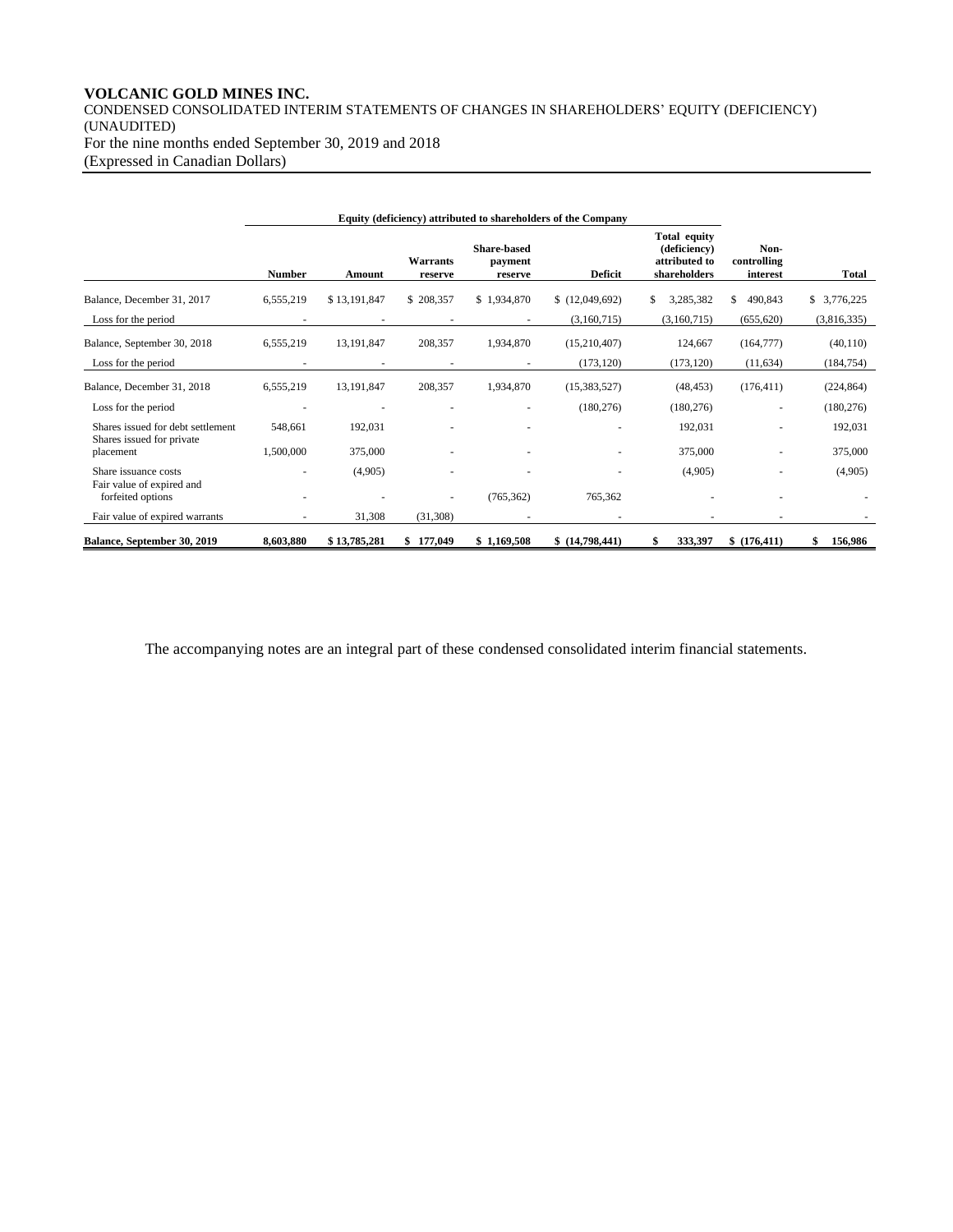**VOLCANIC GOLD MINES INC.**

CONDENSED CONSOLIDATED INTERIM STATEMENTS OF CHANGES IN SHAREHOLDERS' EQUITY (DEFICIENCY) (UNAUDITED)

For the nine months ended September 30, 2019 and 2018

(Expressed in Canadian Dollars)

| | Equity (deficiency) attributed to shareholders of the Company | | | | | | | |
|---|---|---|---|---|---|---|---|---|
| | Number | Amount | Warrants reserve | Share-based payment reserve | Deficit | Total equity (deficiency) attributed to shareholders | Non-controlling interest | Total |
| Balance, December 31, 2017 | 6,555,219 | $ 13,191,847 | $ 208,357 | $ 1,934,870 | $ (12,049,692) | $ 3,285,382 | $ 490,843 | $ 3,776,225 |
| Loss for the period | - | - | - | - | (3,160,715) | (3,160,715) | (655,620) | (3,816,335) |
| Balance, September 30, 2018 | 6,555,219 | 13,191,847 | 208,357 | 1,934,870 | (15,210,407) | 124,667 | (164,777) | (40,110) |
| Loss for the period | - | - | - | - | (173,120) | (173,120) | (11,634) | (184,754) |
| Balance, December 31, 2018 | 6,555,219 | 13,191,847 | 208,357 | 1,934,870 | (15,383,527) | (48,453) | (176,411) | (224,864) |
| Loss for the period | - | - | - | - | (180,276) | (180,276) | - | (180,276) |
| Shares issued for debt settlement | 548,661 | 192,031 | - | - | - | 192,031 | - | 192,031 |
| Shares issued for private placement | 1,500,000 | 375,000 | - | - | - | 375,000 | - | 375,000 |
| Share issuance costs | - | (4,905) | - | - | - | (4,905) | - | (4,905) |
| Fair value of expired and forfeited options | - | - | - | (765,362) | 765,362 | - | - | - |
| Fair value of expired warrants | - | 31,308 | (31,308) | - | - | - | - | - |
| **Balance, September 30, 2019** | **8,603,880** | **$ 13,785,281** | **$ 177,049** | **$ 1,169,508** | **$ (14,798,441)** | **$ 333,397** | **$ (176,411)** | **$ 156,986** |

The accompanying notes are an integral part of these condensed consolidated interim financial statements.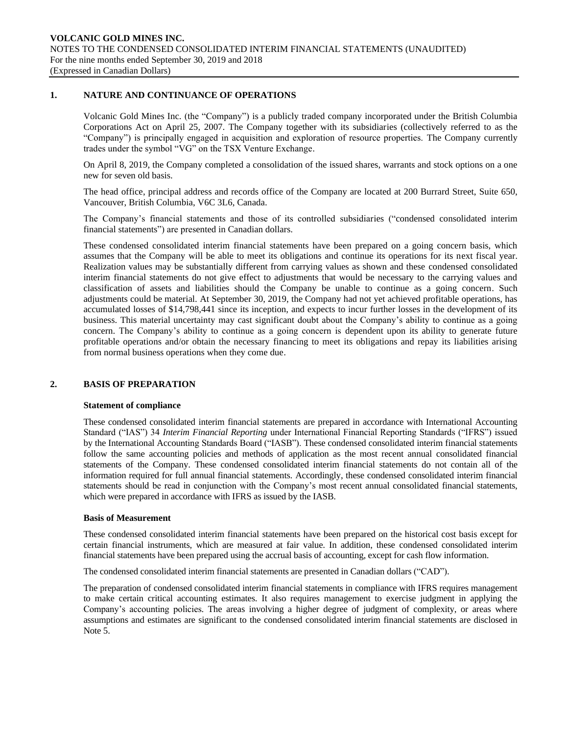## 1. NATURE AND CONTINUANCE OF OPERATIONS

Volcanic Gold Mines Inc. (the "Company") is a publicly traded company incorporated under the British Columbia Corporations Act on April 25, 2007. The Company together with its subsidiaries (collectively referred to as the "Company") is principally engaged in acquisition and exploration of resource properties. The Company currently trades under the symbol "VG" on the TSX Venture Exchange.

On April 8, 2019, the Company completed a consolidation of the issued shares, warrants and stock options on a one new for seven old basis.

The head office, principal address and records office of the Company are located at 200 Burrard Street, Suite 650, Vancouver, British Columbia, V6C 3L6, Canada.

The Company's financial statements and those of its controlled subsidiaries ("condensed consolidated interim financial statements") are presented in Canadian dollars.

These condensed consolidated interim financial statements have been prepared on a going concern basis, which assumes that the Company will be able to meet its obligations and continue its operations for its next fiscal year. Realization values may be substantially different from carrying values as shown and these condensed consolidated interim financial statements do not give effect to adjustments that would be necessary to the carrying values and classification of assets and liabilities should the Company be unable to continue as a going concern. Such adjustments could be material. At September 30, 2019, the Company had not yet achieved profitable operations, has accumulated losses of $14,798,441 since its inception, and expects to incur further losses in the development of its business. This material uncertainty may cast significant doubt about the Company's ability to continue as a going concern. The Company's ability to continue as a going concern is dependent upon its ability to generate future profitable operations and/or obtain the necessary financing to meet its obligations and repay its liabilities arising from normal business operations when they come due.

## 2. BASIS OF PREPARATION

### Statement of compliance

These condensed consolidated interim financial statements are prepared in accordance with International Accounting Standard ("IAS") 34 *Interim Financial Reporting* under International Financial Reporting Standards ("IFRS") issued by the International Accounting Standards Board ("IASB"). These condensed consolidated interim financial statements follow the same accounting policies and methods of application as the most recent annual consolidated financial statements of the Company. These condensed consolidated interim financial statements do not contain all of the information required for full annual financial statements. Accordingly, these condensed consolidated interim financial statements should be read in conjunction with the Company's most recent annual consolidated financial statements, which were prepared in accordance with IFRS as issued by the IASB.

### Basis of Measurement

These condensed consolidated interim financial statements have been prepared on the historical cost basis except for certain financial instruments, which are measured at fair value. In addition, these condensed consolidated interim financial statements have been prepared using the accrual basis of accounting, except for cash flow information.

The condensed consolidated interim financial statements are presented in Canadian dollars ("CAD").

The preparation of condensed consolidated interim financial statements in compliance with IFRS requires management to make certain critical accounting estimates. It also requires management to exercise judgment in applying the Company's accounting policies. The areas involving a higher degree of judgment of complexity, or areas where assumptions and estimates are significant to the condensed consolidated interim financial statements are disclosed in Note 5.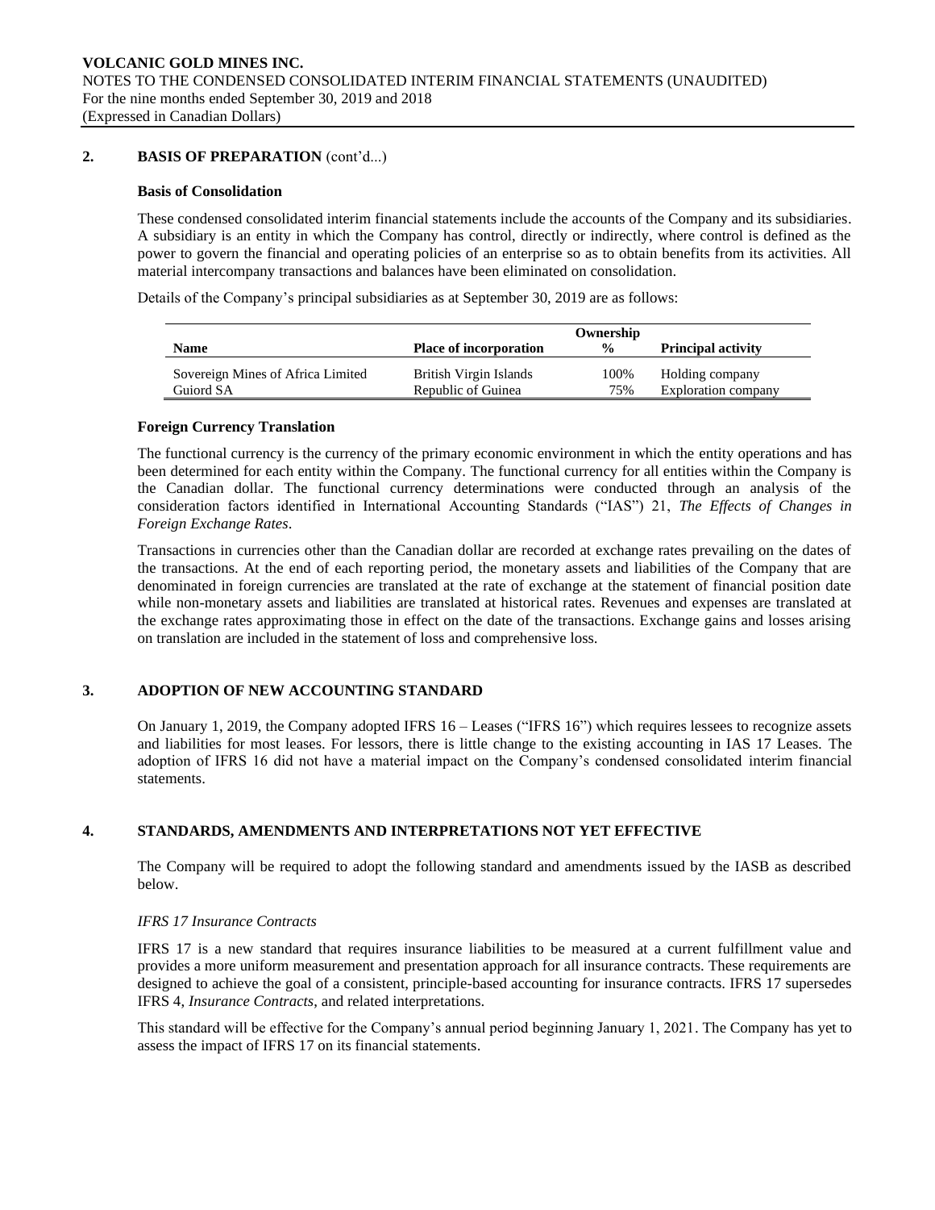## 2. BASIS OF PREPARATION (cont'd...)

### Basis of Consolidation

These condensed consolidated interim financial statements include the accounts of the Company and its subsidiaries. A subsidiary is an entity in which the Company has control, directly or indirectly, where control is defined as the power to govern the financial and operating policies of an enterprise so as to obtain benefits from its activities. All material intercompany transactions and balances have been eliminated on consolidation.

Details of the Company's principal subsidiaries as at September 30, 2019 are as follows:

| Name | Place of incorporation | Ownership % | Principal activity |
|---|---|---|---|
| Sovereign Mines of Africa Limited | British Virgin Islands | 100% | Holding company |
| Guiord SA | Republic of Guinea | 75% | Exploration company |

### Foreign Currency Translation

The functional currency is the currency of the primary economic environment in which the entity operations and has been determined for each entity within the Company. The functional currency for all entities within the Company is the Canadian dollar. The functional currency determinations were conducted through an analysis of the consideration factors identified in International Accounting Standards ("IAS") 21, *The Effects of Changes in Foreign Exchange Rates*.

Transactions in currencies other than the Canadian dollar are recorded at exchange rates prevailing on the dates of the transactions. At the end of each reporting period, the monetary assets and liabilities of the Company that are denominated in foreign currencies are translated at the rate of exchange at the statement of financial position date while non-monetary assets and liabilities are translated at historical rates. Revenues and expenses are translated at the exchange rates approximating those in effect on the date of the transactions. Exchange gains and losses arising on translation are included in the statement of loss and comprehensive loss.

## 3. ADOPTION OF NEW ACCOUNTING STANDARD

On January 1, 2019, the Company adopted IFRS 16 – Leases ("IFRS 16") which requires lessees to recognize assets and liabilities for most leases. For lessors, there is little change to the existing accounting in IAS 17 Leases. The adoption of IFRS 16 did not have a material impact on the Company's condensed consolidated interim financial statements.

## 4. STANDARDS, AMENDMENTS AND INTERPRETATIONS NOT YET EFFECTIVE

The Company will be required to adopt the following standard and amendments issued by the IASB as described below.

*IFRS 17 Insurance Contracts*

IFRS 17 is a new standard that requires insurance liabilities to be measured at a current fulfillment value and provides a more uniform measurement and presentation approach for all insurance contracts. These requirements are designed to achieve the goal of a consistent, principle-based accounting for insurance contracts. IFRS 17 supersedes IFRS 4, *Insurance Contracts*, and related interpretations.

This standard will be effective for the Company's annual period beginning January 1, 2021. The Company has yet to assess the impact of IFRS 17 on its financial statements.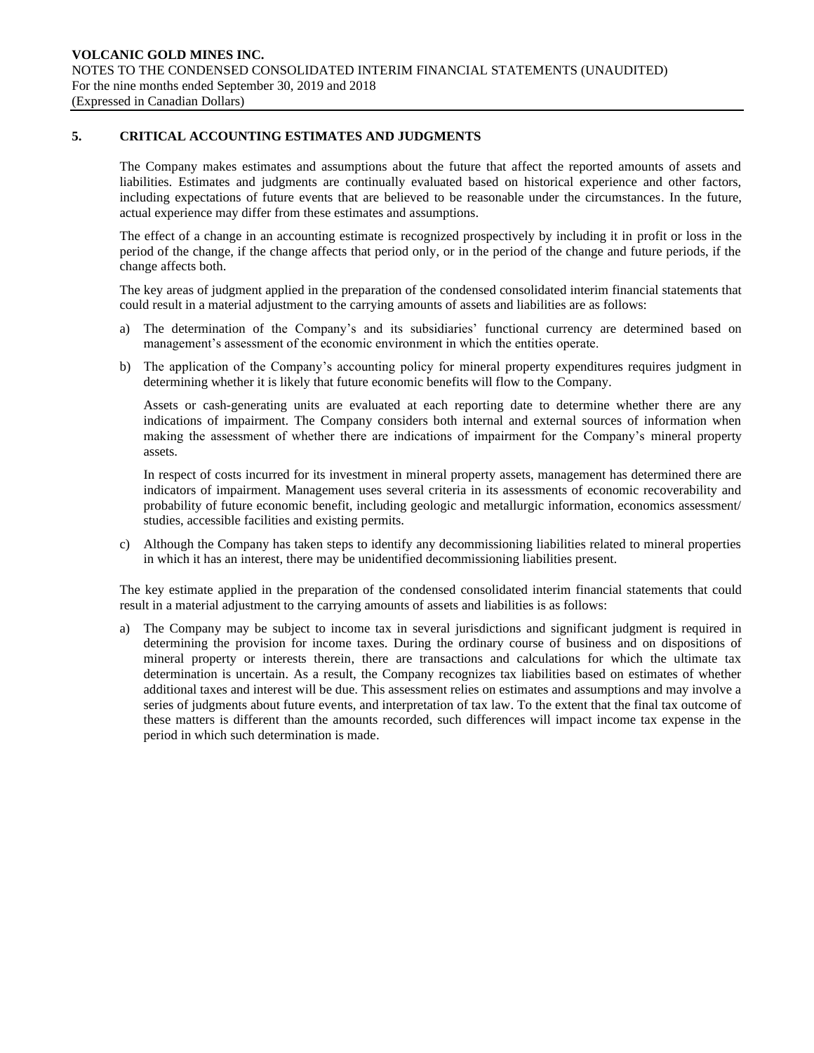## 5. CRITICAL ACCOUNTING ESTIMATES AND JUDGMENTS

The Company makes estimates and assumptions about the future that affect the reported amounts of assets and liabilities. Estimates and judgments are continually evaluated based on historical experience and other factors, including expectations of future events that are believed to be reasonable under the circumstances. In the future, actual experience may differ from these estimates and assumptions.

The effect of a change in an accounting estimate is recognized prospectively by including it in profit or loss in the period of the change, if the change affects that period only, or in the period of the change and future periods, if the change affects both.

The key areas of judgment applied in the preparation of the condensed consolidated interim financial statements that could result in a material adjustment to the carrying amounts of assets and liabilities are as follows:

a) The determination of the Company's and its subsidiaries' functional currency are determined based on management's assessment of the economic environment in which the entities operate.

b) The application of the Company's accounting policy for mineral property expenditures requires judgment in determining whether it is likely that future economic benefits will flow to the Company.

   Assets or cash-generating units are evaluated at each reporting date to determine whether there are any indications of impairment. The Company considers both internal and external sources of information when making the assessment of whether there are indications of impairment for the Company's mineral property assets.

   In respect of costs incurred for its investment in mineral property assets, management has determined there are indicators of impairment. Management uses several criteria in its assessments of economic recoverability and probability of future economic benefit, including geologic and metallurgic information, economics assessment/ studies, accessible facilities and existing permits.

c) Although the Company has taken steps to identify any decommissioning liabilities related to mineral properties in which it has an interest, there may be unidentified decommissioning liabilities present.

The key estimate applied in the preparation of the condensed consolidated interim financial statements that could result in a material adjustment to the carrying amounts of assets and liabilities is as follows:

a) The Company may be subject to income tax in several jurisdictions and significant judgment is required in determining the provision for income taxes. During the ordinary course of business and on dispositions of mineral property or interests therein, there are transactions and calculations for which the ultimate tax determination is uncertain. As a result, the Company recognizes tax liabilities based on estimates of whether additional taxes and interest will be due. This assessment relies on estimates and assumptions and may involve a series of judgments about future events, and interpretation of tax law. To the extent that the final tax outcome of these matters is different than the amounts recorded, such differences will impact income tax expense in the period in which such determination is made.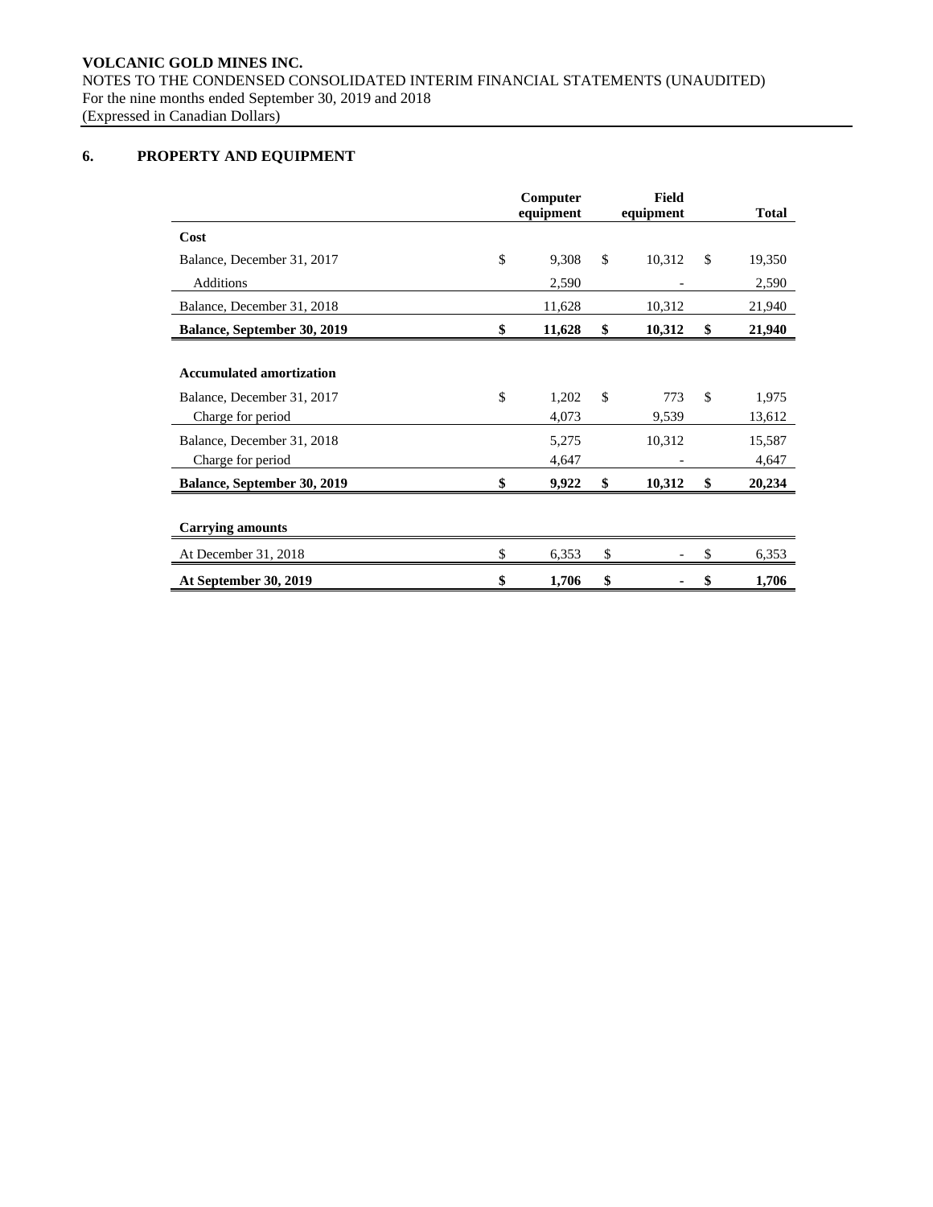## 6. PROPERTY AND EQUIPMENT

| | Computer equipment | Field equipment | Total |
|---|---|---|---|
| **Cost** | | | |
| Balance, December 31, 2017 | $ 9,308 | $ 10,312 | $ 19,350 |
| Additions | 2,590 | - | 2,590 |
| Balance, December 31, 2018 | 11,628 | 10,312 | 21,940 |
| **Balance, September 30, 2019** | **$ 11,628** | **$ 10,312** | **$ 21,940** |
| | | | |
| **Accumulated amortization** | | | |
| Balance, December 31, 2017 | $ 1,202 | $ 773 | $ 1,975 |
| Charge for period | 4,073 | 9,539 | 13,612 |
| Balance, December 31, 2018 | 5,275 | 10,312 | 15,587 |
| Charge for period | 4,647 | - | 4,647 |
| **Balance, September 30, 2019** | **$ 9,922** | **$ 10,312** | **$ 20,234** |
| | | | |
| **Carrying amounts** | | | |
| At December 31, 2018 | $ 6,353 | $ - | $ 6,353 |
| **At September 30, 2019** | **$ 1,706** | **$ -** | **$ 1,706** |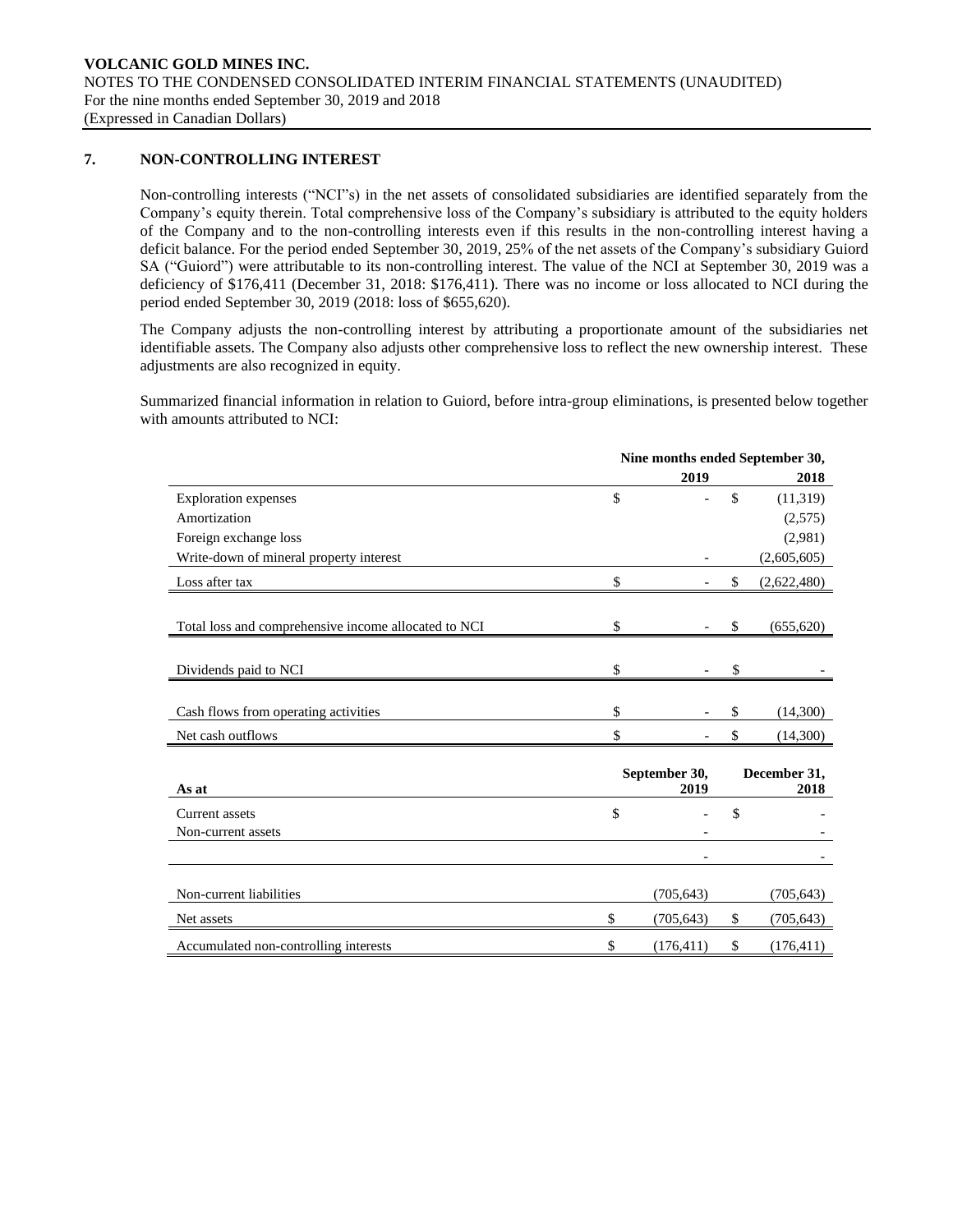## 7. NON-CONTROLLING INTEREST

Non-controlling interests ("NCI"s) in the net assets of consolidated subsidiaries are identified separately from the Company's equity therein. Total comprehensive loss of the Company's subsidiary is attributed to the equity holders of the Company and to the non-controlling interests even if this results in the non-controlling interest having a deficit balance. For the period ended September 30, 2019, 25% of the net assets of the Company's subsidiary Guiord SA ("Guiord") were attributable to its non-controlling interest. The value of the NCI at September 30, 2019 was a deficiency of $176,411 (December 31, 2018: $176,411). There was no income or loss allocated to NCI during the period ended September 30, 2019 (2018: loss of $655,620).

The Company adjusts the non-controlling interest by attributing a proportionate amount of the subsidiaries net identifiable assets. The Company also adjusts other comprehensive loss to reflect the new ownership interest. These adjustments are also recognized in equity.

Summarized financial information in relation to Guiord, before intra-group eliminations, is presented below together with amounts attributed to NCI:

| | Nine months ended September 30, 2019 | Nine months ended September 30, 2018 |
|---|---|---|
| Exploration expenses | $ - | $ (11,319) |
| Amortization | | (2,575) |
| Foreign exchange loss | | (2,981) |
| Write-down of mineral property interest | - | (2,605,605) |
| Loss after tax | $ - | $ (2,622,480) |
| | | |
| Total loss and comprehensive income allocated to NCI | $ - | $ (655,620) |
| | | |
| Dividends paid to NCI | $ - | $ - |
| | | |
| Cash flows from operating activities | $ - | $ (14,300) |
| Net cash outflows | $ - | $ (14,300) |

| As at | September 30, 2019 | December 31, 2018 |
|---|---|---|
| Current assets | $ - | $ - |
| Non-current assets | - | - |
| | - | - |
| | | |
| Non-current liabilities | (705,643) | (705,643) |
| Net assets | $ (705,643) | $ (705,643) |
| Accumulated non-controlling interests | $ (176,411) | $ (176,411) |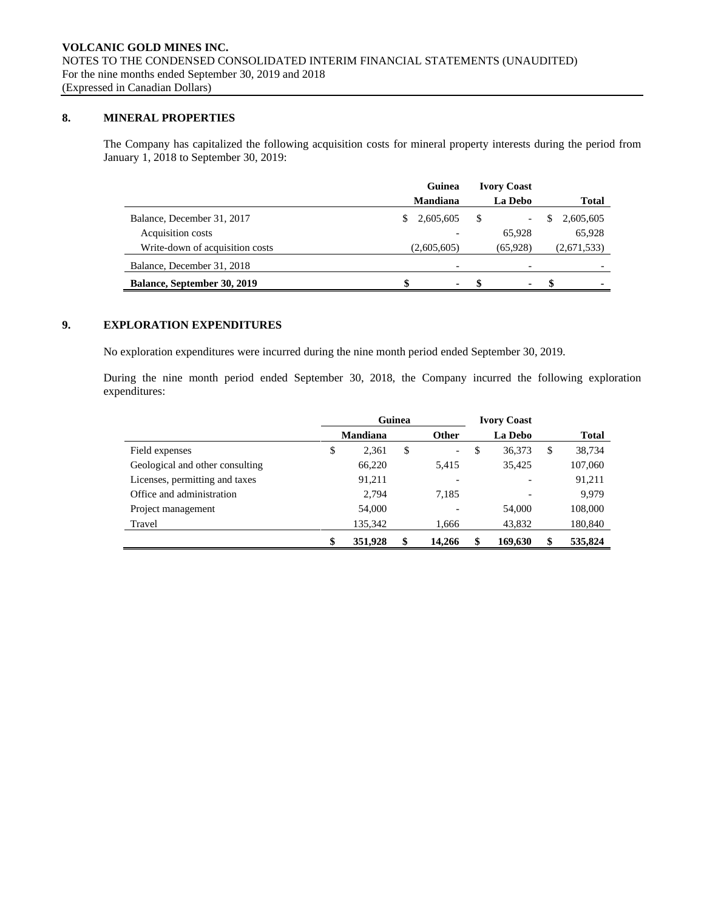## 8. MINERAL PROPERTIES

The Company has capitalized the following acquisition costs for mineral property interests during the period from January 1, 2018 to September 30, 2019:

| | Guinea | Ivory Coast | |
|---|---|---|---|
| | Mandiana | La Debo | Total |
| Balance, December 31, 2017 | $ 2,605,605 | $ - | $ 2,605,605 |
| Acquisition costs | - | 65,928 | 65,928 |
| Write-down of acquisition costs | (2,605,605) | (65,928) | (2,671,533) |
| Balance, December 31, 2018 | - | - | - |
| **Balance, September 30, 2019** | **$ -** | **$ -** | **$ -** |

## 9. EXPLORATION EXPENDITURES

No exploration expenditures were incurred during the nine month period ended September 30, 2019.

During the nine month period ended September 30, 2018, the Company incurred the following exploration expenditures:

| | Guinea | | Ivory Coast | |
|---|---|---|---|---|
| | Mandiana | Other | La Debo | Total |
| Field expenses | $ 2,361 | $ - | $ 36,373 | $ 38,734 |
| Geological and other consulting | 66,220 | 5,415 | 35,425 | 107,060 |
| Licenses, permitting and taxes | 91,211 | - | - | 91,211 |
| Office and administration | 2,794 | 7,185 | - | 9,979 |
| Project management | 54,000 | - | 54,000 | 108,000 |
| Travel | 135,342 | 1,666 | 43,832 | 180,840 |
| | **$ 351,928** | **$ 14,266** | **$ 169,630** | **$ 535,824** |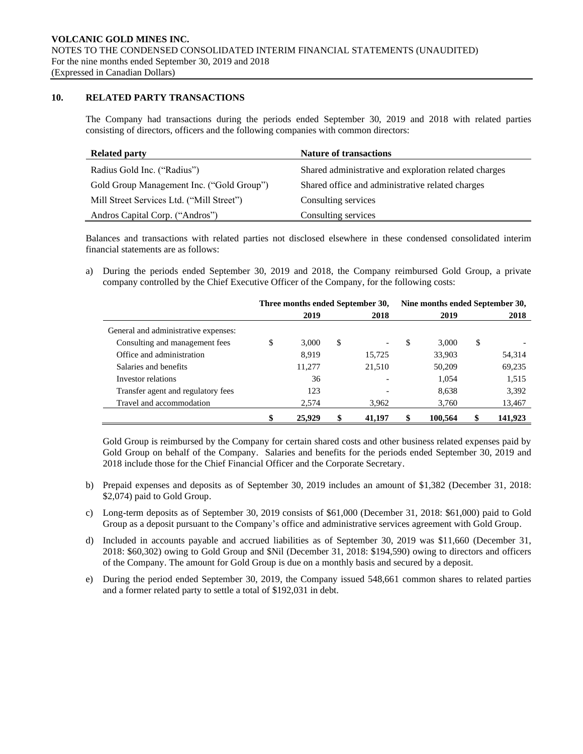## 10. RELATED PARTY TRANSACTIONS

The Company had transactions during the periods ended September 30, 2019 and 2018 with related parties consisting of directors, officers and the following companies with common directors:

| Related party | Nature of transactions |
|---|---|
| Radius Gold Inc. ("Radius") | Shared administrative and exploration related charges |
| Gold Group Management Inc. ("Gold Group") | Shared office and administrative related charges |
| Mill Street Services Ltd. ("Mill Street") | Consulting services |
| Andros Capital Corp. ("Andros") | Consulting services |

Balances and transactions with related parties not disclosed elsewhere in these condensed consolidated interim financial statements are as follows:

a) During the periods ended September 30, 2019 and 2018, the Company reimbursed Gold Group, a private company controlled by the Chief Executive Officer of the Company, for the following costs:

| | Three months ended September 30, | | Nine months ended September 30, | |
|---|---|---|---|---|
| | 2019 | 2018 | 2019 | 2018 |
| General and administrative expenses: | | | | |
| Consulting and management fees | $ 3,000 | $ - | $ 3,000 | $ - |
| Office and administration | 8,919 | 15,725 | 33,903 | 54,314 |
| Salaries and benefits | 11,277 | 21,510 | 50,209 | 69,235 |
| Investor relations | 36 | - | 1,054 | 1,515 |
| Transfer agent and regulatory fees | 123 | - | 8,638 | 3,392 |
| Travel and accommodation | 2,574 | 3,962 | 3,760 | 13,467 |
| | $ 25,929 | $ 41,197 | $ 100,564 | $ 141,923 |

Gold Group is reimbursed by the Company for certain shared costs and other business related expenses paid by Gold Group on behalf of the Company. Salaries and benefits for the periods ended September 30, 2019 and 2018 include those for the Chief Financial Officer and the Corporate Secretary.

b) Prepaid expenses and deposits as of September 30, 2019 includes an amount of $1,382 (December 31, 2018: $2,074) paid to Gold Group.

c) Long-term deposits as of September 30, 2019 consists of $61,000 (December 31, 2018: $61,000) paid to Gold Group as a deposit pursuant to the Company's office and administrative services agreement with Gold Group.

d) Included in accounts payable and accrued liabilities as of September 30, 2019 was $11,660 (December 31, 2018: $60,302) owing to Gold Group and $Nil (December 31, 2018: $194,590) owing to directors and officers of the Company. The amount for Gold Group is due on a monthly basis and secured by a deposit.

e) During the period ended September 30, 2019, the Company issued 548,661 common shares to related parties and a former related party to settle a total of $192,031 in debt.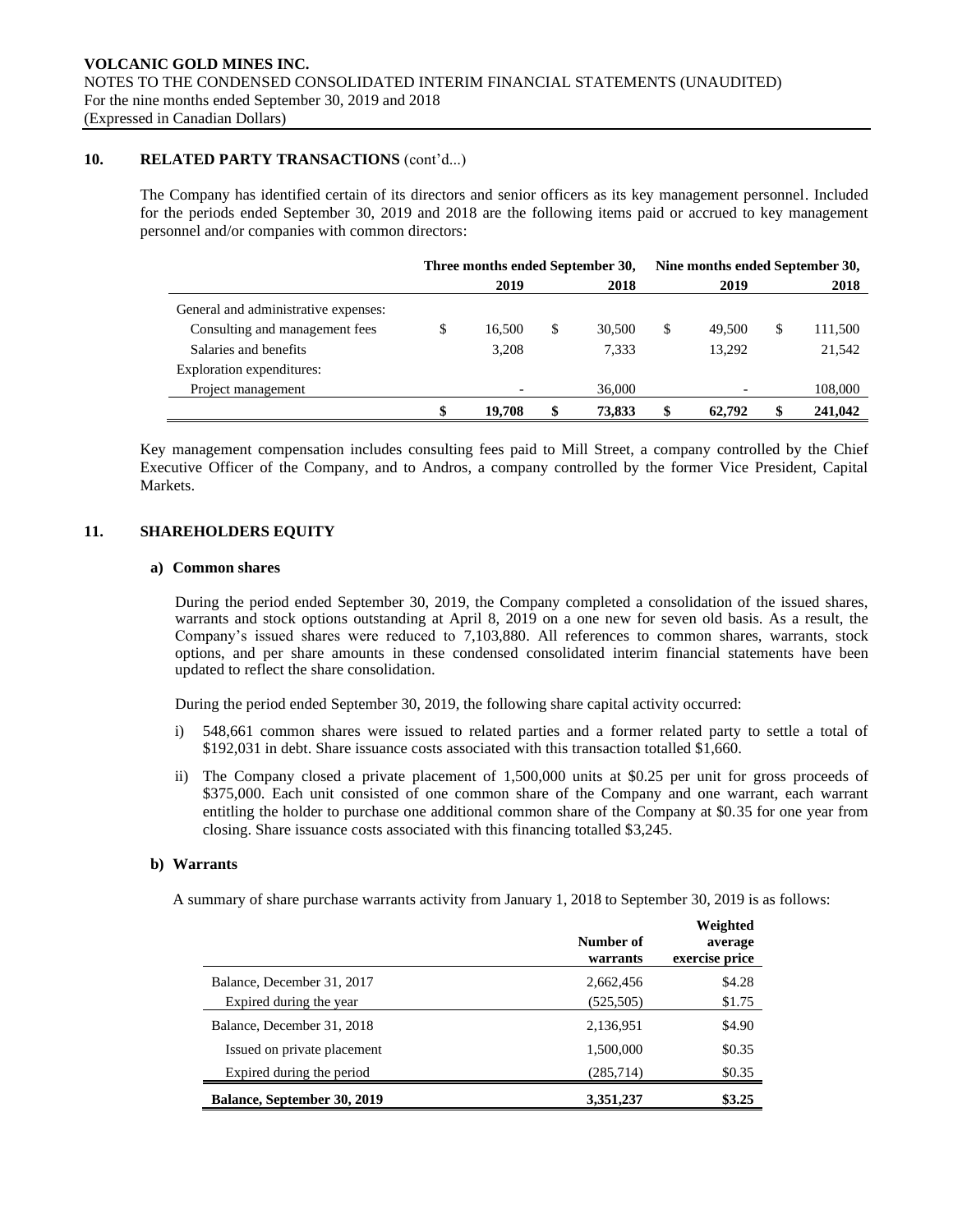## 10. RELATED PARTY TRANSACTIONS (cont'd...)

The Company has identified certain of its directors and senior officers as its key management personnel. Included for the periods ended September 30, 2019 and 2018 are the following items paid or accrued to key management personnel and/or companies with common directors:

| | Three months ended September 30, | | Nine months ended September 30, | |
|---|---|---|---|---|
| | 2019 | 2018 | 2019 | 2018 |
| General and administrative expenses: | | | | |
| Consulting and management fees | $ 16,500 | $ 30,500 | $ 49,500 | $ 111,500 |
| Salaries and benefits | 3,208 | 7,333 | 13,292 | 21,542 |
| Exploration expenditures: | | | | |
| Project management | - | 36,000 | - | 108,000 |
| | **$ 19,708** | **$ 73,833** | **$ 62,792** | **$ 241,042** |

Key management compensation includes consulting fees paid to Mill Street, a company controlled by the Chief Executive Officer of the Company, and to Andros, a company controlled by the former Vice President, Capital Markets.

## 11. SHAREHOLDERS EQUITY

### a) Common shares

During the period ended September 30, 2019, the Company completed a consolidation of the issued shares, warrants and stock options outstanding at April 8, 2019 on a one new for seven old basis. As a result, the Company's issued shares were reduced to 7,103,880. All references to common shares, warrants, stock options, and per share amounts in these condensed consolidated interim financial statements have been updated to reflect the share consolidation.

During the period ended September 30, 2019, the following share capital activity occurred:

i) 548,661 common shares were issued to related parties and a former related party to settle a total of $192,031 in debt. Share issuance costs associated with this transaction totalled $1,660.

ii) The Company closed a private placement of 1,500,000 units at $0.25 per unit for gross proceeds of $375,000. Each unit consisted of one common share of the Company and one warrant, each warrant entitling the holder to purchase one additional common share of the Company at $0.35 for one year from closing. Share issuance costs associated with this financing totalled $3,245.

### b) Warrants

A summary of share purchase warrants activity from January 1, 2018 to September 30, 2019 is as follows:

| | Number of warrants | Weighted average exercise price |
|---|---|---|
| Balance, December 31, 2017 | 2,662,456 | $4.28 |
| Expired during the year | (525,505) | $1.75 |
| Balance, December 31, 2018 | 2,136,951 | $4.90 |
| Issued on private placement | 1,500,000 | $0.35 |
| Expired during the period | (285,714) | $0.35 |
| **Balance, September 30, 2019** | **3,351,237** | **$3.25** |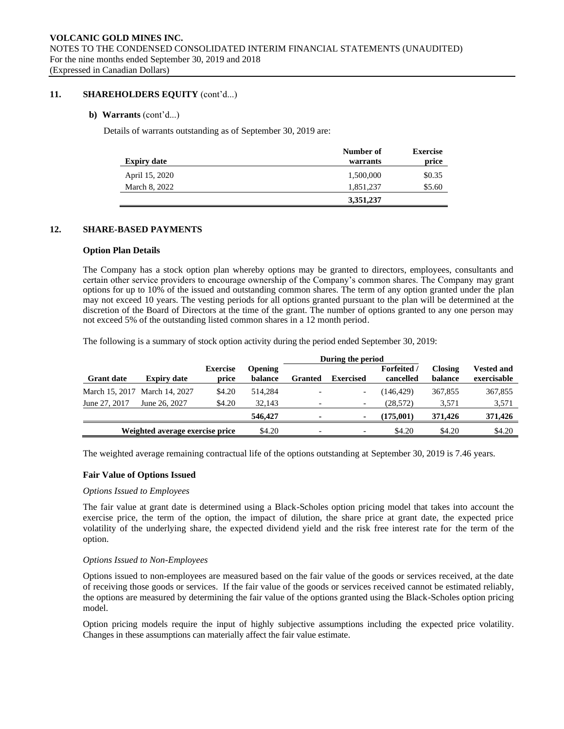## 11. SHAREHOLDERS EQUITY (cont'd...)

### b) Warrants (cont'd...)

Details of warrants outstanding as of September 30, 2019 are:

| Expiry date | Number of warrants | Exercise price |
|---|---|---|
| April 15, 2020 | 1,500,000 | $0.35 |
| March 8, 2022 | 1,851,237 | $5.60 |
| | **3,351,237** | |

## 12. SHARE-BASED PAYMENTS

### Option Plan Details

The Company has a stock option plan whereby options may be granted to directors, employees, consultants and certain other service providers to encourage ownership of the Company's common shares. The Company may grant options for up to 10% of the issued and outstanding common shares. The term of any option granted under the plan may not exceed 10 years. The vesting periods for all options granted pursuant to the plan will be determined at the discretion of the Board of Directors at the time of the grant. The number of options granted to any one person may not exceed 5% of the outstanding listed common shares in a 12 month period.

The following is a summary of stock option activity during the period ended September 30, 2019:

| | | | | During the period | | | | |
|---|---|---|---|---|---|---|---|---|
| **Grant date** | **Expiry date** | **Exercise price** | **Opening balance** | **Granted** | **Exercised** | **Forfeited / cancelled** | **Closing balance** | **Vested and exercisable** |
| March 15, 2017 | March 14, 2027 | $4.20 | 514,284 | - | - | (146,429) | 367,855 | 367,855 |
| June 27, 2017 | June 26, 2027 | $4.20 | 32,143 | - | - | (28,572) | 3,571 | 3,571 |
| | | | **546,427** | **-** | **-** | **(175,001)** | **371,426** | **371,426** |
| **Weighted average exercise price** | | | $4.20 | - | - | $4.20 | $4.20 | $4.20 |

The weighted average remaining contractual life of the options outstanding at September 30, 2019 is 7.46 years.

### Fair Value of Options Issued

*Options Issued to Employees*

The fair value at grant date is determined using a Black-Scholes option pricing model that takes into account the exercise price, the term of the option, the impact of dilution, the share price at grant date, the expected price volatility of the underlying share, the expected dividend yield and the risk free interest rate for the term of the option.

*Options Issued to Non-Employees*

Options issued to non-employees are measured based on the fair value of the goods or services received, at the date of receiving those goods or services. If the fair value of the goods or services received cannot be estimated reliably, the options are measured by determining the fair value of the options granted using the Black-Scholes option pricing model.

Option pricing models require the input of highly subjective assumptions including the expected price volatility. Changes in these assumptions can materially affect the fair value estimate.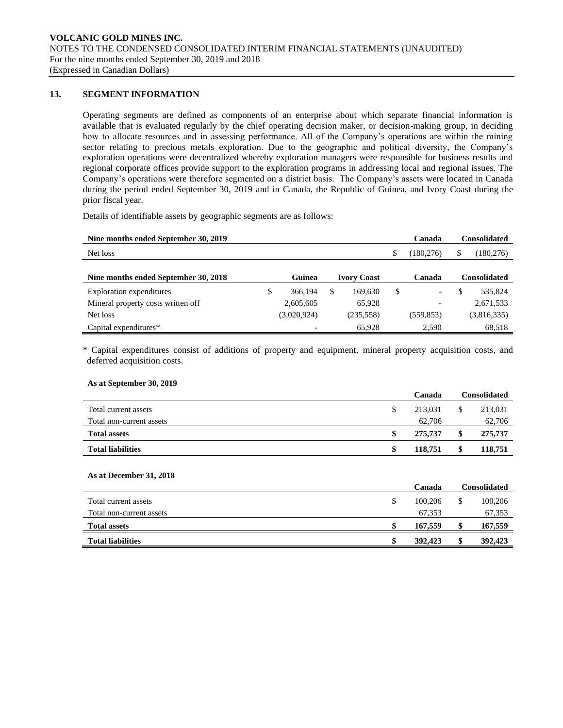## 13. SEGMENT INFORMATION

Operating segments are defined as components of an enterprise about which separate financial information is available that is evaluated regularly by the chief operating decision maker, or decision-making group, in deciding how to allocate resources and in assessing performance. All of the Company's operations are within the mining sector relating to precious metals exploration. Due to the geographic and political diversity, the Company's exploration operations were decentralized whereby exploration managers were responsible for business results and regional corporate offices provide support to the exploration programs in addressing local and regional issues. The Company's operations were therefore segmented on a district basis. The Company's assets were located in Canada during the period ended September 30, 2019 and in Canada, the Republic of Guinea, and Ivory Coast during the prior fiscal year.

Details of identifiable assets by geographic segments are as follows:

| Nine months ended September 30, 2019 | Canada | Consolidated |
|---|---|---|
| Net loss | $ (180,276) | $ (180,276) |

| Nine months ended September 30, 2018 | Guinea | Ivory Coast | Canada | Consolidated |
|---|---|---|---|---|
| Exploration expenditures | $ 366,194 | $ 169,630 | $ - | $ 535,824 |
| Mineral property costs written off | 2,605,605 | 65,928 | - | 2,671,533 |
| Net loss | (3,020,924) | (235,558) | (559,853) | (3,816,335) |
| Capital expenditures* | - | 65,928 | 2,590 | 68,518 |

\* Capital expenditures consist of additions of property and equipment, mineral property acquisition costs, and deferred acquisition costs.

**As at September 30, 2019**

| | Canada | Consolidated |
|---|---|---|
| Total current assets | $ 213,031 | $ 213,031 |
| Total non-current assets | 62,706 | 62,706 |
| **Total assets** | **$ 275,737** | **$ 275,737** |
| **Total liabilities** | **$ 118,751** | **$ 118,751** |

**As at December 31, 2018**

| | Canada | Consolidated |
|---|---|---|
| Total current assets | $ 100,206 | $ 100,206 |
| Total non-current assets | 67,353 | 67,353 |
| **Total assets** | **$ 167,559** | **$ 167,559** |
| **Total liabilities** | **$ 392,423** | **$ 392,423** |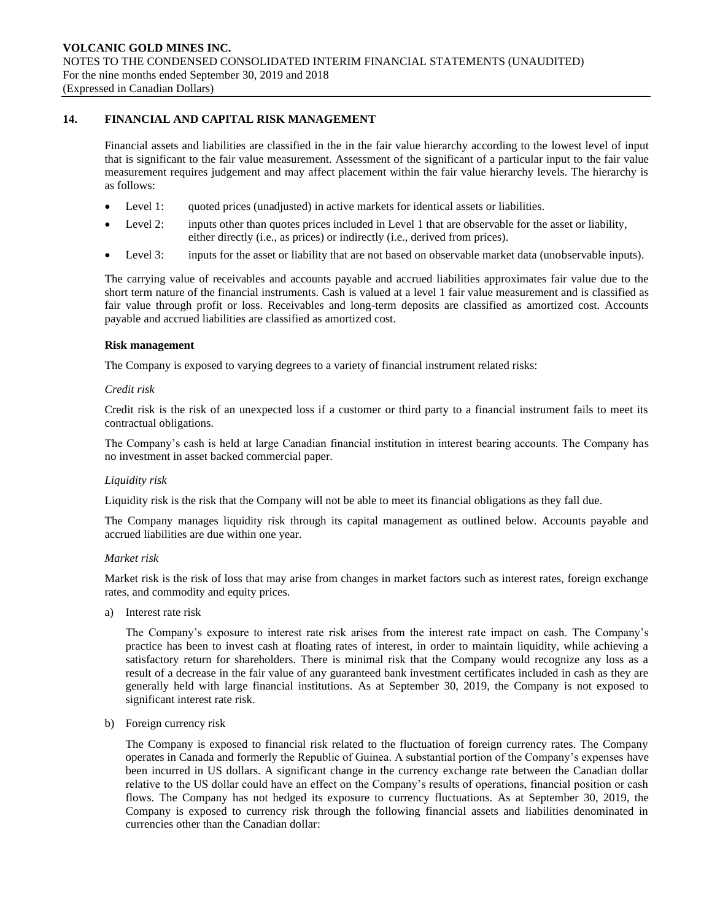## 14. FINANCIAL AND CAPITAL RISK MANAGEMENT

Financial assets and liabilities are classified in the in the fair value hierarchy according to the lowest level of input that is significant to the fair value measurement. Assessment of the significant of a particular input to the fair value measurement requires judgement and may affect placement within the fair value hierarchy levels. The hierarchy is as follows:

- Level 1: quoted prices (unadjusted) in active markets for identical assets or liabilities.
- Level 2: inputs other than quotes prices included in Level 1 that are observable for the asset or liability, either directly (i.e., as prices) or indirectly (i.e., derived from prices).
- Level 3: inputs for the asset or liability that are not based on observable market data (unobservable inputs).

The carrying value of receivables and accounts payable and accrued liabilities approximates fair value due to the short term nature of the financial instruments. Cash is valued at a level 1 fair value measurement and is classified as fair value through profit or loss. Receivables and long-term deposits are classified as amortized cost. Accounts payable and accrued liabilities are classified as amortized cost.

**Risk management**

The Company is exposed to varying degrees to a variety of financial instrument related risks:

*Credit risk*

Credit risk is the risk of an unexpected loss if a customer or third party to a financial instrument fails to meet its contractual obligations.

The Company's cash is held at large Canadian financial institution in interest bearing accounts. The Company has no investment in asset backed commercial paper.

*Liquidity risk*

Liquidity risk is the risk that the Company will not be able to meet its financial obligations as they fall due.

The Company manages liquidity risk through its capital management as outlined below. Accounts payable and accrued liabilities are due within one year.

*Market risk*

Market risk is the risk of loss that may arise from changes in market factors such as interest rates, foreign exchange rates, and commodity and equity prices.

a) Interest rate risk

   The Company's exposure to interest rate risk arises from the interest rate impact on cash. The Company's practice has been to invest cash at floating rates of interest, in order to maintain liquidity, while achieving a satisfactory return for shareholders. There is minimal risk that the Company would recognize any loss as a result of a decrease in the fair value of any guaranteed bank investment certificates included in cash as they are generally held with large financial institutions. As at September 30, 2019, the Company is not exposed to significant interest rate risk.

b) Foreign currency risk

   The Company is exposed to financial risk related to the fluctuation of foreign currency rates. The Company operates in Canada and formerly the Republic of Guinea. A substantial portion of the Company's expenses have been incurred in US dollars. A significant change in the currency exchange rate between the Canadian dollar relative to the US dollar could have an effect on the Company's results of operations, financial position or cash flows. The Company has not hedged its exposure to currency fluctuations. As at September 30, 2019, the Company is exposed to currency risk through the following financial assets and liabilities denominated in currencies other than the Canadian dollar: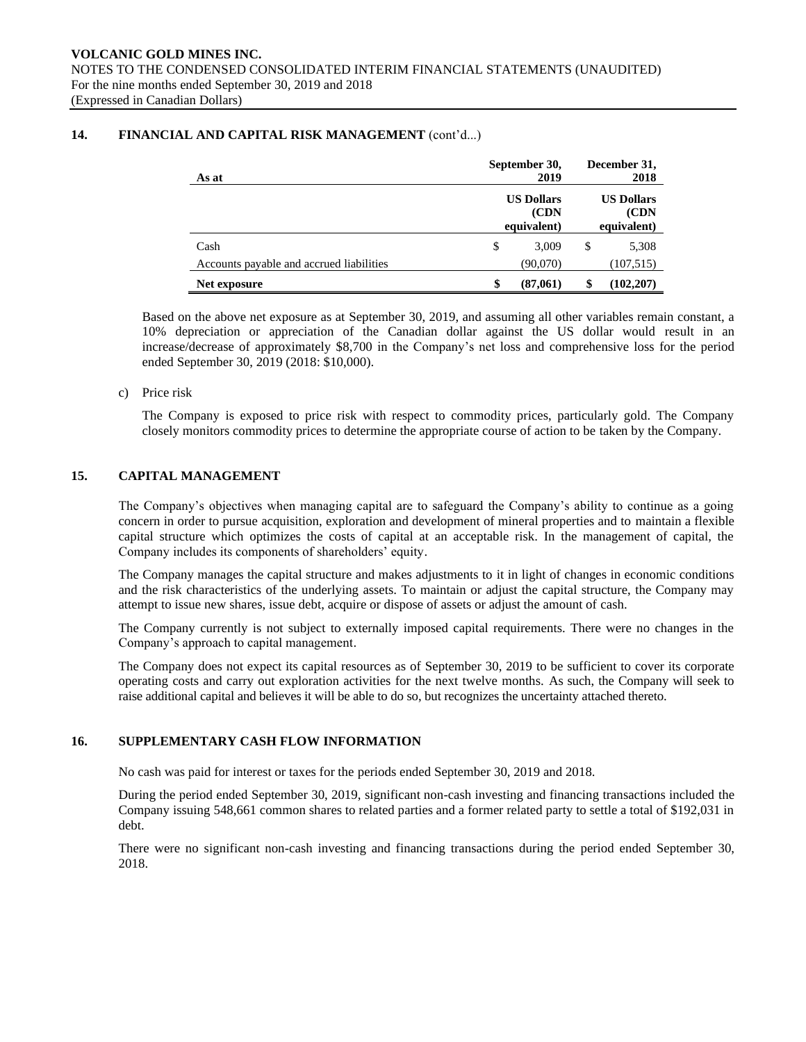## 14. FINANCIAL AND CAPITAL RISK MANAGEMENT (cont'd...)

| As at | September 30, 2019 | December 31, 2018 |
|---|---|---|
| | US Dollars (CDN equivalent) | US Dollars (CDN equivalent) |
| Cash | $ 3,009 | $ 5,308 |
| Accounts payable and accrued liabilities | (90,070) | (107,515) |
| **Net exposure** | **$ (87,061)** | **$ (102,207)** |

Based on the above net exposure as at September 30, 2019, and assuming all other variables remain constant, a 10% depreciation or appreciation of the Canadian dollar against the US dollar would result in an increase/decrease of approximately $8,700 in the Company's net loss and comprehensive loss for the period ended September 30, 2019 (2018: $10,000).

c) Price risk

The Company is exposed to price risk with respect to commodity prices, particularly gold. The Company closely monitors commodity prices to determine the appropriate course of action to be taken by the Company.

## 15. CAPITAL MANAGEMENT

The Company's objectives when managing capital are to safeguard the Company's ability to continue as a going concern in order to pursue acquisition, exploration and development of mineral properties and to maintain a flexible capital structure which optimizes the costs of capital at an acceptable risk. In the management of capital, the Company includes its components of shareholders' equity.

The Company manages the capital structure and makes adjustments to it in light of changes in economic conditions and the risk characteristics of the underlying assets. To maintain or adjust the capital structure, the Company may attempt to issue new shares, issue debt, acquire or dispose of assets or adjust the amount of cash.

The Company currently is not subject to externally imposed capital requirements. There were no changes in the Company's approach to capital management.

The Company does not expect its capital resources as of September 30, 2019 to be sufficient to cover its corporate operating costs and carry out exploration activities for the next twelve months. As such, the Company will seek to raise additional capital and believes it will be able to do so, but recognizes the uncertainty attached thereto.

## 16. SUPPLEMENTARY CASH FLOW INFORMATION

No cash was paid for interest or taxes for the periods ended September 30, 2019 and 2018.

During the period ended September 30, 2019, significant non-cash investing and financing transactions included the Company issuing 548,661 common shares to related parties and a former related party to settle a total of $192,031 in debt.

There were no significant non-cash investing and financing transactions during the period ended September 30, 2018.